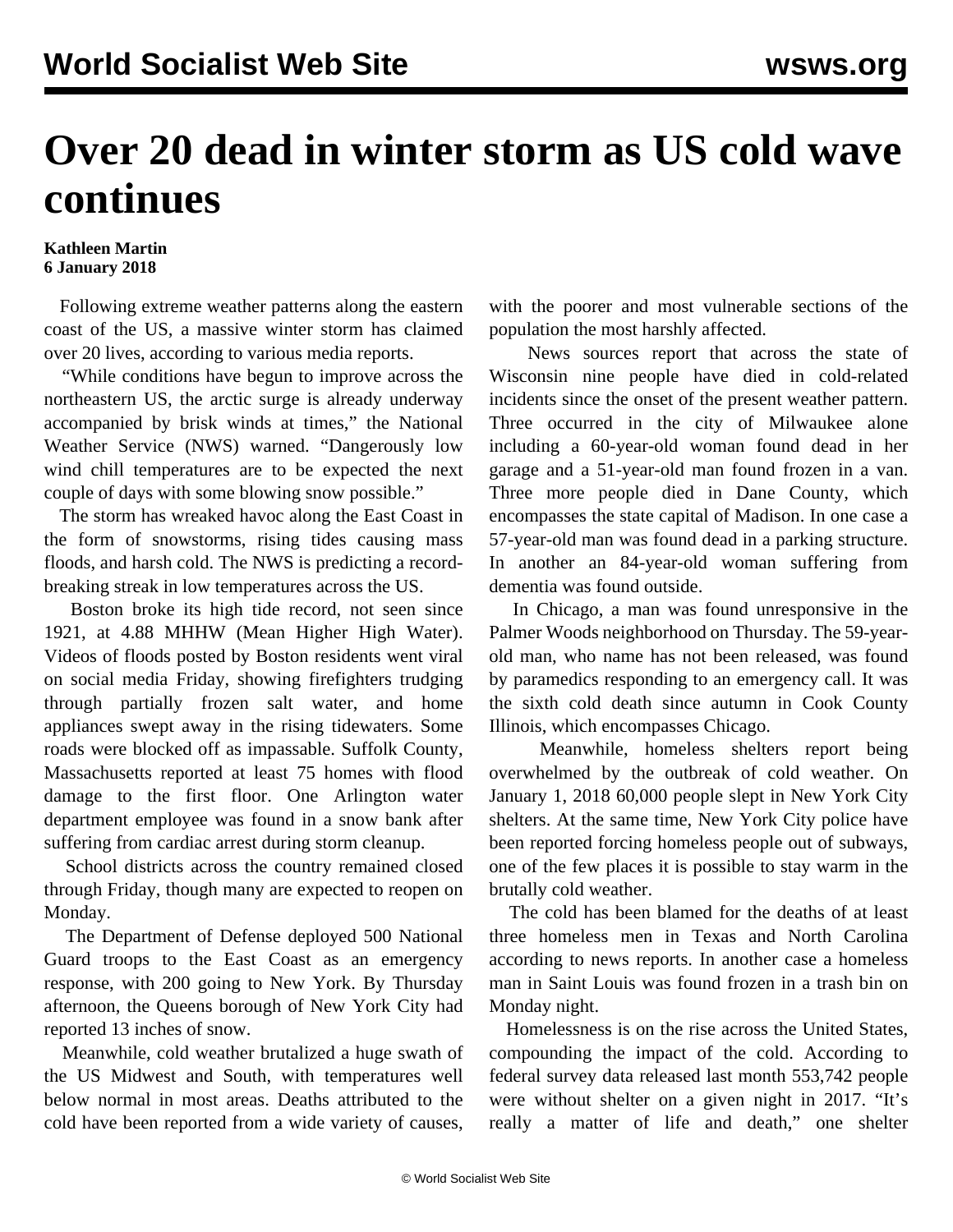# Over 20 dead in winter storm as US cold wave continues

**Kathleen Martin**
**6 January 2018**

Following extreme weather patterns along the eastern coast of the US, a massive winter storm has claimed over 20 lives, according to various media reports.

"While conditions have begun to improve across the northeastern US, the arctic surge is already underway accompanied by brisk winds at times," the National Weather Service (NWS) warned. "Dangerously low wind chill temperatures are to be expected the next couple of days with some blowing snow possible."

The storm has wreaked havoc along the East Coast in the form of snowstorms, rising tides causing mass floods, and harsh cold. The NWS is predicting a record-breaking streak in low temperatures across the US.

Boston broke its high tide record, not seen since 1921, at 4.88 MHHW (Mean Higher High Water). Videos of floods posted by Boston residents went viral on social media Friday, showing firefighters trudging through partially frozen salt water, and home appliances swept away in the rising tidewaters. Some roads were blocked off as impassable. Suffolk County, Massachusetts reported at least 75 homes with flood damage to the first floor. One Arlington water department employee was found in a snow bank after suffering from cardiac arrest during storm cleanup.

School districts across the country remained closed through Friday, though many are expected to reopen on Monday.

The Department of Defense deployed 500 National Guard troops to the East Coast as an emergency response, with 200 going to New York. By Thursday afternoon, the Queens borough of New York City had reported 13 inches of snow.

Meanwhile, cold weather brutalized a huge swath of the US Midwest and South, with temperatures well below normal in most areas. Deaths attributed to the cold have been reported from a wide variety of causes, with the poorer and most vulnerable sections of the population the most harshly affected.

News sources report that across the state of Wisconsin nine people have died in cold-related incidents since the onset of the present weather pattern. Three occurred in the city of Milwaukee alone including a 60-year-old woman found dead in her garage and a 51-year-old man found frozen in a van. Three more people died in Dane County, which encompasses the state capital of Madison. In one case a 57-year-old man was found dead in a parking structure. In another an 84-year-old woman suffering from dementia was found outside.

In Chicago, a man was found unresponsive in the Palmer Woods neighborhood on Thursday. The 59-year-old man, who name has not been released, was found by paramedics responding to an emergency call. It was the sixth cold death since autumn in Cook County Illinois, which encompasses Chicago.

Meanwhile, homeless shelters report being overwhelmed by the outbreak of cold weather. On January 1, 2018 60,000 people slept in New York City shelters. At the same time, New York City police have been reported forcing homeless people out of subways, one of the few places it is possible to stay warm in the brutally cold weather.

The cold has been blamed for the deaths of at least three homeless men in Texas and North Carolina according to news reports. In another case a homeless man in Saint Louis was found frozen in a trash bin on Monday night.

Homelessness is on the rise across the United States, compounding the impact of the cold. According to federal survey data released last month 553,742 people were without shelter on a given night in 2017. "It's really a matter of life and death," one shelter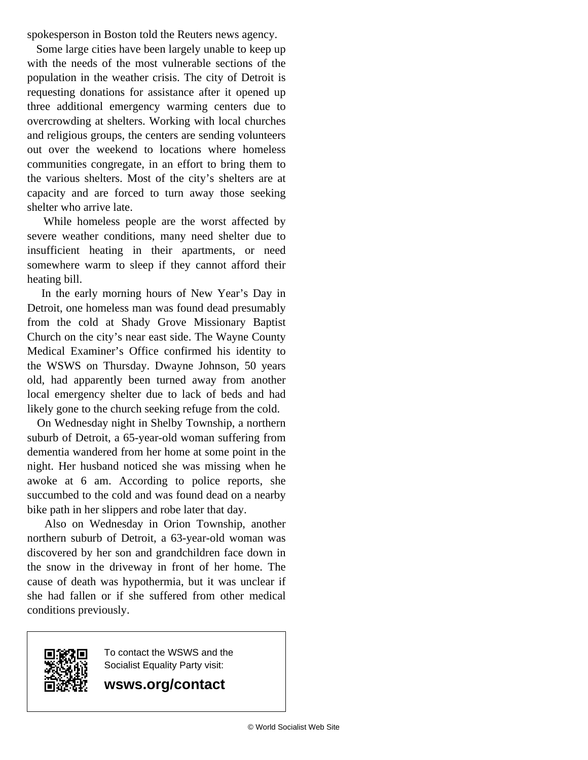spokesperson in Boston told the Reuters news agency.

Some large cities have been largely unable to keep up with the needs of the most vulnerable sections of the population in the weather crisis. The city of Detroit is requesting donations for assistance after it opened up three additional emergency warming centers due to overcrowding at shelters. Working with local churches and religious groups, the centers are sending volunteers out over the weekend to locations where homeless communities congregate, in an effort to bring them to the various shelters. Most of the city's shelters are at capacity and are forced to turn away those seeking shelter who arrive late.

While homeless people are the worst affected by severe weather conditions, many need shelter due to insufficient heating in their apartments, or need somewhere warm to sleep if they cannot afford their heating bill.

In the early morning hours of New Year's Day in Detroit, one homeless man was found dead presumably from the cold at Shady Grove Missionary Baptist Church on the city's near east side. The Wayne County Medical Examiner's Office confirmed his identity to the WSWS on Thursday. Dwayne Johnson, 50 years old, had apparently been turned away from another local emergency shelter due to lack of beds and had likely gone to the church seeking refuge from the cold.

On Wednesday night in Shelby Township, a northern suburb of Detroit, a 65-year-old woman suffering from dementia wandered from her home at some point in the night. Her husband noticed she was missing when he awoke at 6 am. According to police reports, she succumbed to the cold and was found dead on a nearby bike path in her slippers and robe later that day.

Also on Wednesday in Orion Township, another northern suburb of Detroit, a 63-year-old woman was discovered by her son and grandchildren face down in the snow in the driveway in front of her home. The cause of death was hypothermia, but it was unclear if she had fallen or if she suffered from other medical conditions previously.

To contact the WSWS and the Socialist Equality Party visit:

**wsws.org/contact**